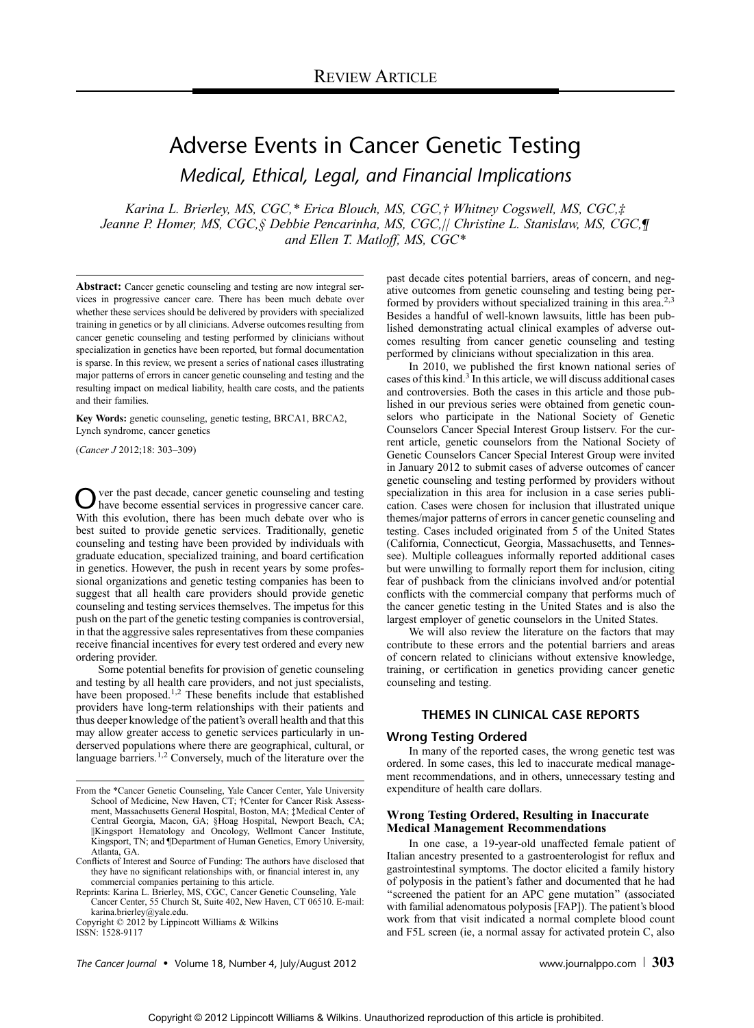REVIEW ARTICLE

# Adverse Events in Cancer Genetic Testing

## *Medical, Ethical, Legal, and Financial Implications*

*Karina L. Brierley, MS, CGC,\* Erica Blouch, MS, CGC,† Whitney Cogswell, MS, CGC,‡ Jeanne P. Homer, MS, CGC,§ Debbie Pencarinha, MS, CGC,|| Christine L. Stanislaw, MS, CGC,¶ and Ellen T. Matloff, MS, CGC\**

**Abstract:** Cancer genetic counseling and testing are now integral services in progressive cancer care. There has been much debate over whether these services should be delivered by providers with specialized training in genetics or by all clinicians. Adverse outcomes resulting from cancer genetic counseling and testing performed by clinicians without specialization in genetics have been reported, but formal documentation is sparse. In this review, we present a series of national cases illustrating major patterns of errors in cancer genetic counseling and testing and the resulting impact on medical liability, health care costs, and the patients and their families.

**Key Words:** genetic counseling, genetic testing, BRCA1, BRCA2, Lynch syndrome, cancer genetics

(*Cancer J* 2012;18: 303–309)

Over the past decade, cancer genetic counseling and testing have become essential services in progressive cancer care. With this evolution, there has been much debate over who is best suited to provide genetic services. Traditionally, genetic counseling and testing have been provided by individuals with graduate education, specialized training, and board certification in genetics. However, the push in recent years by some professional organizations and genetic testing companies has been to suggest that all health care providers should provide genetic counseling and testing services themselves. The impetus for this push on the part of the genetic testing companies is controversial, in that the aggressive sales representatives from these companies receive financial incentives for every test ordered and every new ordering provider.

Some potential benefits for provision of genetic counseling and testing by all health care providers, and not just specialists, have been proposed.[1,2] These benefits include that established providers have long-term relationships with their patients and thus deeper knowledge of the patient's overall health and that this may allow greater access to genetic services particularly in underserved populations where there are geographical, cultural, or language barriers.[1,2] Conversely, much of the literature over the past decade cites potential barriers, areas of concern, and negative outcomes from genetic counseling and testing being performed by providers without specialized training in this area.[2,3] Besides a handful of well-known lawsuits, little has been published demonstrating actual clinical examples of adverse outcomes resulting from cancer genetic counseling and testing performed by clinicians without specialization in this area.

In 2010, we published the first known national series of cases of this kind.[3] In this article, we will discuss additional cases and controversies. Both the cases in this article and those published in our previous series were obtained from genetic counselors who participate in the National Society of Genetic Counselors Cancer Special Interest Group listserv. For the current article, genetic counselors from the National Society of Genetic Counselors Cancer Special Interest Group were invited in January 2012 to submit cases of adverse outcomes of cancer genetic counseling and testing performed by providers without specialization in this area for inclusion in a case series publication. Cases were chosen for inclusion that illustrated unique themes/major patterns of errors in cancer genetic counseling and testing. Cases included originated from 5 of the United States (California, Connecticut, Georgia, Massachusetts, and Tennessee). Multiple colleagues informally reported additional cases but were unwilling to formally report them for inclusion, citing fear of pushback from the clinicians involved and/or potential conflicts with the commercial company that performs much of the cancer genetic testing in the United States and is also the largest employer of genetic counselors in the United States.

We will also review the literature on the factors that may contribute to these errors and the potential barriers and areas of concern related to clinicians without extensive knowledge, training, or certification in genetics providing cancer genetic counseling and testing.

## THEMES IN CLINICAL CASE REPORTS

### Wrong Testing Ordered

In many of the reported cases, the wrong genetic test was ordered. In some cases, this led to inaccurate medical management recommendations, and in others, unnecessary testing and expenditure of health care dollars.

#### Wrong Testing Ordered, Resulting in Inaccurate Medical Management Recommendations

In one case, a 19-year-old unaffected female patient of Italian ancestry presented to a gastroenterologist for reflux and gastrointestinal symptoms. The doctor elicited a family history of polyposis in the patient's father and documented that he had "screened the patient for an APC gene mutation" (associated with familial adenomatous polyposis [FAP]). The patient's blood work from that visit indicated a normal complete blood count and F5L screen (ie, a normal assay for activated protein C, also

From the \*Cancer Genetic Counseling, Yale Cancer Center, Yale University School of Medicine, New Haven, CT; †Center for Cancer Risk Assessment, Massachusetts General Hospital, Boston, MA; ‡Medical Center of Central Georgia, Macon, GA; §Hoag Hospital, Newport Beach, CA; ||Kingsport Hematology and Oncology, Wellmont Cancer Institute, Kingsport, TN; and ¶Department of Human Genetics, Emory University, Atlanta, GA.

Conflicts of Interest and Source of Funding: The authors have disclosed that they have no significant relationships with, or financial interest in, any commercial companies pertaining to this article.

Reprints: Karina L. Brierley, MS, CGC, Cancer Genetic Counseling, Yale Cancer Center, 55 Church St, Suite 402, New Haven, CT 06510. E-mail: karina.brierley@yale.edu.

Copyright © 2012 by Lippincott Williams & Wilkins

ISSN: 1528-9117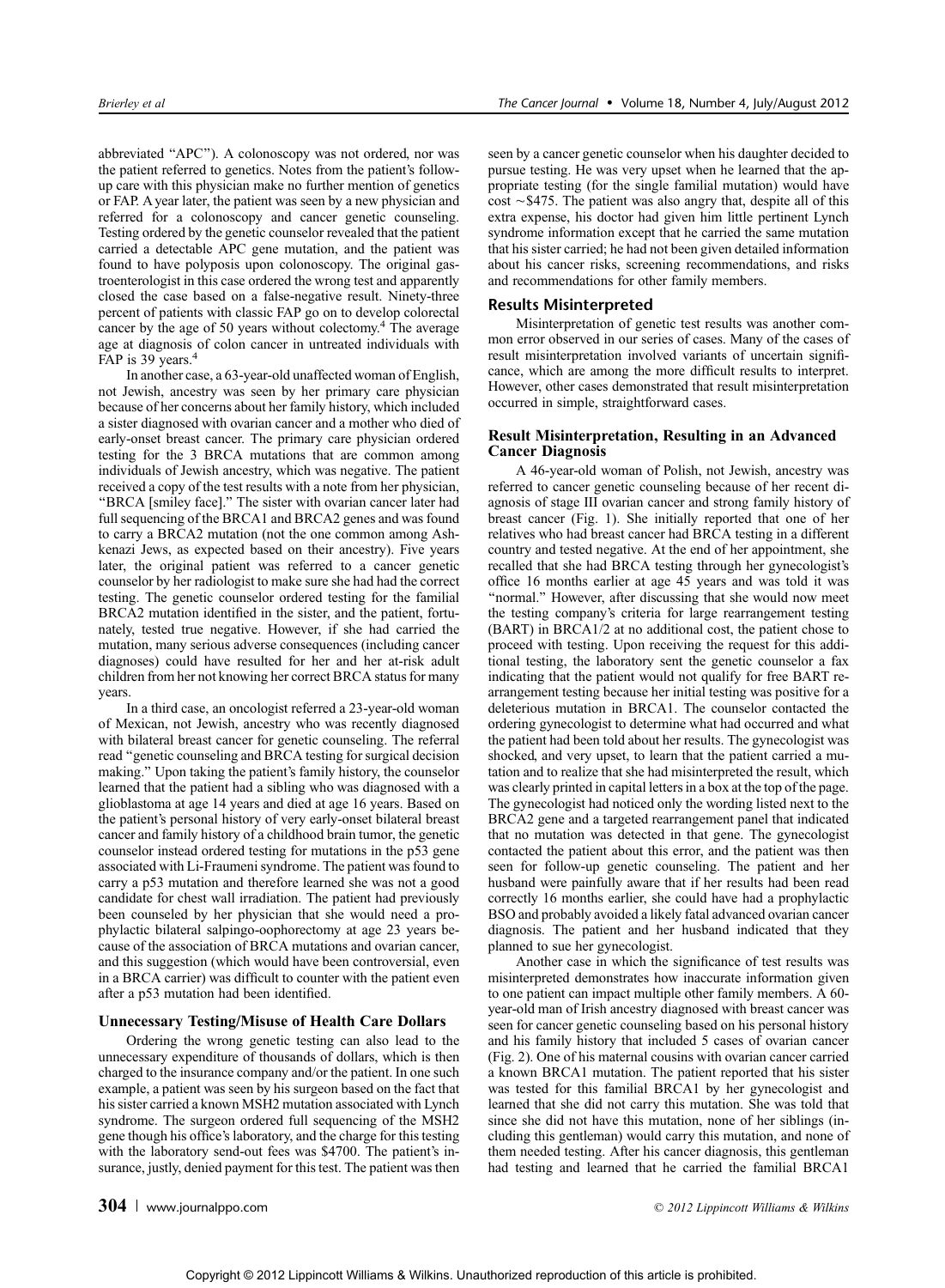abbreviated "APC"). A colonoscopy was not ordered, nor was the patient referred to genetics. Notes from the patient's follow-up care with this physician make no further mention of genetics or FAP. A year later, the patient was seen by a new physician and referred for a colonoscopy and cancer genetic counseling. Testing ordered by the genetic counselor revealed that the patient carried a detectable APC gene mutation, and the patient was found to have polyposis upon colonoscopy. The original gastroenterologist in this case ordered the wrong test and apparently closed the case based on a false-negative result. Ninety-three percent of patients with classic FAP go on to develop colorectal cancer by the age of 50 years without colectomy.[4] The average age at diagnosis of colon cancer in untreated individuals with FAP is 39 years.[4]

In another case, a 63-year-old unaffected woman of English, not Jewish, ancestry was seen by her primary care physician because of her concerns about her family history, which included a sister diagnosed with ovarian cancer and a mother who died of early-onset breast cancer. The primary care physician ordered testing for the 3 BRCA mutations that are common among individuals of Jewish ancestry, which was negative. The patient received a copy of the test results with a note from her physician, "BRCA [smiley face]." The sister with ovarian cancer later had full sequencing of the BRCA1 and BRCA2 genes and was found to carry a BRCA2 mutation (not the one common among Ashkenazi Jews, as expected based on their ancestry). Five years later, the original patient was referred to a cancer genetic counselor by her radiologist to make sure she had had the correct testing. The genetic counselor ordered testing for the familial BRCA2 mutation identified in the sister, and the patient, fortunately, tested true negative. However, if she had carried the mutation, many serious adverse consequences (including cancer diagnoses) could have resulted for her and her at-risk adult children from her not knowing her correct BRCA status for many years.

In a third case, an oncologist referred a 23-year-old woman of Mexican, not Jewish, ancestry who was recently diagnosed with bilateral breast cancer for genetic counseling. The referral read "genetic counseling and BRCA testing for surgical decision making." Upon taking the patient's family history, the counselor learned that the patient had a sibling who was diagnosed with a glioblastoma at age 14 years and died at age 16 years. Based on the patient's personal history of very early-onset bilateral breast cancer and family history of a childhood brain tumor, the genetic counselor instead ordered testing for mutations in the p53 gene associated with Li-Fraumeni syndrome. The patient was found to carry a p53 mutation and therefore learned she was not a good candidate for chest wall irradiation. The patient had previously been counseled by her physician that she would need a prophylactic bilateral salpingo-oophorectomy at age 23 years because of the association of BRCA mutations and ovarian cancer, and this suggestion (which would have been controversial, even in a BRCA carrier) was difficult to counter with the patient even after a p53 mutation had been identified.

### Unnecessary Testing/Misuse of Health Care Dollars

Ordering the wrong genetic testing can also lead to the unnecessary expenditure of thousands of dollars, which is then charged to the insurance company and/or the patient. In one such example, a patient was seen by his surgeon based on the fact that his sister carried a known MSH2 mutation associated with Lynch syndrome. The surgeon ordered full sequencing of the MSH2 gene though his office's laboratory, and the charge for this testing with the laboratory send-out fees was \$4700. The patient's insurance, justly, denied payment for this test. The patient was then seen by a cancer genetic counselor when his daughter decided to pursue testing. He was very upset when he learned that the appropriate testing (for the single familial mutation) would have cost ~\$475. The patient was also angry that, despite all of this extra expense, his doctor had given him little pertinent Lynch syndrome information except that he carried the same mutation that his sister carried; he had not been given detailed information about his cancer risks, screening recommendations, and risks and recommendations for other family members.

## Results Misinterpreted

Misinterpretation of genetic test results was another common error observed in our series of cases. Many of the cases of result misinterpretation involved variants of uncertain significance, which are among the more difficult results to interpret. However, other cases demonstrated that result misinterpretation occurred in simple, straightforward cases.

### Result Misinterpretation, Resulting in an Advanced Cancer Diagnosis

A 46-year-old woman of Polish, not Jewish, ancestry was referred to cancer genetic counseling because of her recent diagnosis of stage III ovarian cancer and strong family history of breast cancer (Fig. 1). She initially reported that one of her relatives who had breast cancer had BRCA testing in a different country and tested negative. At the end of her appointment, she recalled that she had BRCA testing through her gynecologist's office 16 months earlier at age 45 years and was told it was "normal." However, after discussing that she would now meet the testing company's criteria for large rearrangement testing (BART) in BRCA1/2 at no additional cost, the patient chose to proceed with testing. Upon receiving the request for this additional testing, the laboratory sent the genetic counselor a fax indicating that the patient would not qualify for free BART rearrangement testing because her initial testing was positive for a deleterious mutation in BRCA1. The counselor contacted the ordering gynecologist to determine what had occurred and what the patient had been told about her results. The gynecologist was shocked, and very upset, to learn that the patient carried a mutation and to realize that she had misinterpreted the result, which was clearly printed in capital letters in a box at the top of the page. The gynecologist had noticed only the wording listed next to the BRCA2 gene and a targeted rearrangement panel that indicated that no mutation was detected in that gene. The gynecologist contacted the patient about this error, and the patient was then seen for follow-up genetic counseling. The patient and her husband were painfully aware that if her results had been read correctly 16 months earlier, she could have had a prophylactic BSO and probably avoided a likely fatal advanced ovarian cancer diagnosis. The patient and her husband indicated that they planned to sue her gynecologist.

Another case in which the significance of test results was misinterpreted demonstrates how inaccurate information given to one patient can impact multiple other family members. A 60-year-old man of Irish ancestry diagnosed with breast cancer was seen for cancer genetic counseling based on his personal history and his family history that included 5 cases of ovarian cancer (Fig. 2). One of his maternal cousins with ovarian cancer carried a known BRCA1 mutation. The patient reported that his sister was tested for this familial BRCA1 by her gynecologist and learned that she did not carry this mutation. She was told that since she did not have this mutation, none of her siblings (including this gentleman) would carry this mutation, and none of them needed testing. After his cancer diagnosis, this gentleman had testing and learned that he carried the familial BRCA1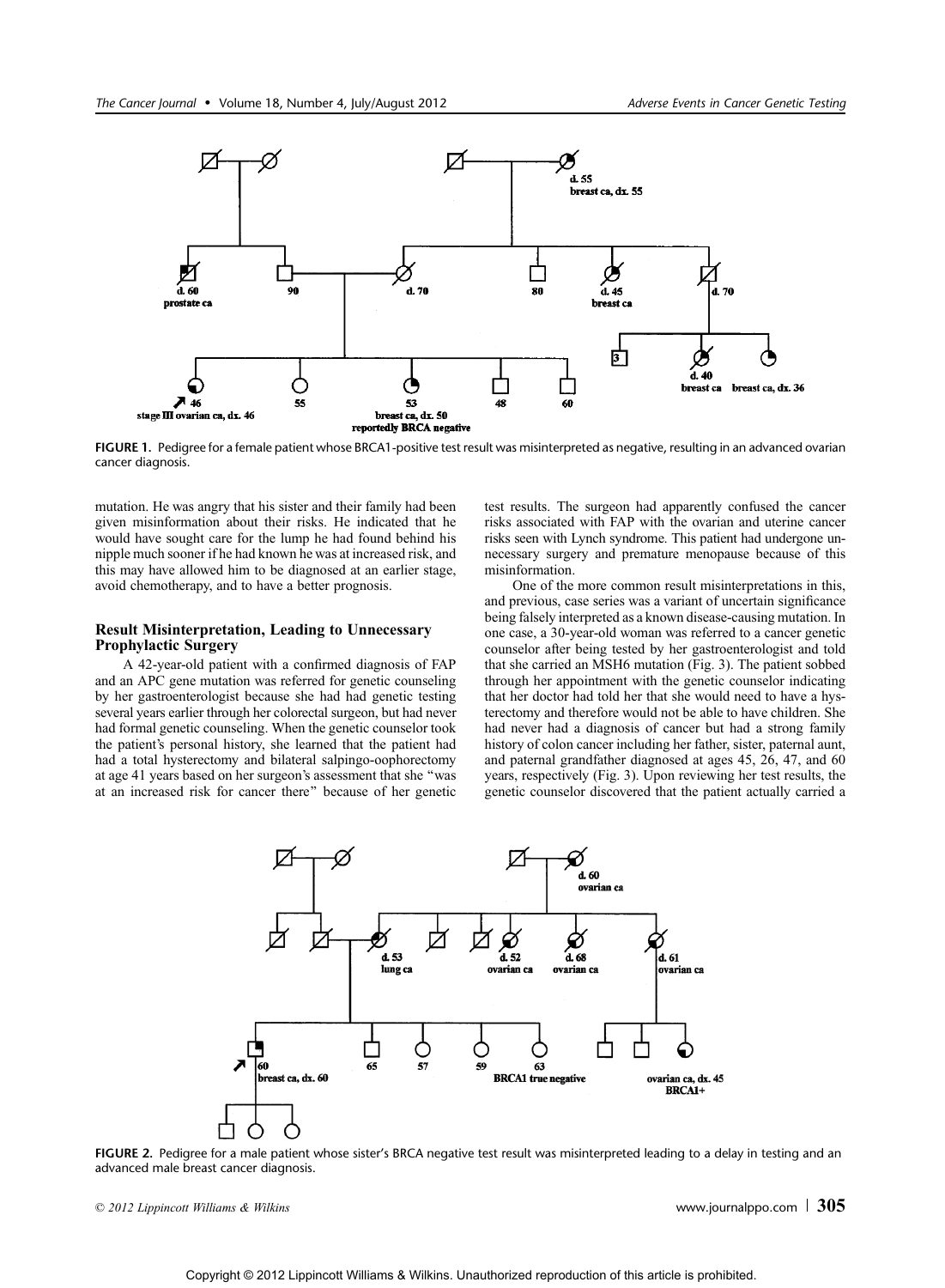d. 55
breast ca, dx. 55

d. 60
prostate ca

90

d. 70

80

d. 45
breast ca

d. 70

3

d. 40
breast ca

breast ca, dx. 36

46
stage III ovarian ca, dx. 46

55

53
breast ca, dx. 50
reportedly BRCA negative

48

60

FIGURE 1. Pedigree for a female patient whose BRCA1-positive test result was misinterpreted as negative, resulting in an advanced ovarian cancer diagnosis.

mutation. He was angry that his sister and their family had been given misinformation about their risks. He indicated that he would have sought care for the lump he had found behind his nipple much sooner if he had known he was at increased risk, and this may have allowed him to be diagnosed at an earlier stage, avoid chemotherapy, and to have a better prognosis.

### Result Misinterpretation, Leading to Unnecessary Prophylactic Surgery

A 42-year-old patient with a confirmed diagnosis of FAP and an APC gene mutation was referred for genetic counseling by her gastroenterologist because she had had genetic testing several years earlier through her colorectal surgeon, but had never had formal genetic counseling. When the genetic counselor took the patient's personal history, she learned that the patient had had a total hysterectomy and bilateral salpingo-oophorectomy at age 41 years based on her surgeon's assessment that she "was at an increased risk for cancer there" because of her genetic test results. The surgeon had apparently confused the cancer risks associated with FAP with the ovarian and uterine cancer risks seen with Lynch syndrome. This patient had undergone unnecessary surgery and premature menopause because of this misinformation.

One of the more common result misinterpretations in this, and previous, case series was a variant of uncertain significance being falsely interpreted as a known disease-causing mutation. In one case, a 30-year-old woman was referred to a cancer genetic counselor after being tested by her gastroenterologist and told that she carried an MSH6 mutation (Fig. 3). The patient sobbed through her appointment with the genetic counselor indicating that her doctor had told her that she would need to have a hysterectomy and therefore would not be able to have children. She had never had a diagnosis of cancer but had a strong family history of colon cancer including her father, sister, paternal aunt, and paternal grandfather diagnosed at ages 45, 26, 47, and 60 years, respectively (Fig. 3). Upon reviewing her test results, the genetic counselor discovered that the patient actually carried a

d. 60
ovarian ca

d. 53
lung ca

d. 52
ovarian ca

d. 68
ovarian ca

d. 61
ovarian ca

60
breast ca, dx. 60

65

57

59

63
BRCA1 true negative

ovarian ca, dx. 45
BRCA1+

FIGURE 2. Pedigree for a male patient whose sister's BRCA negative test result was misinterpreted leading to a delay in testing and an advanced male breast cancer diagnosis.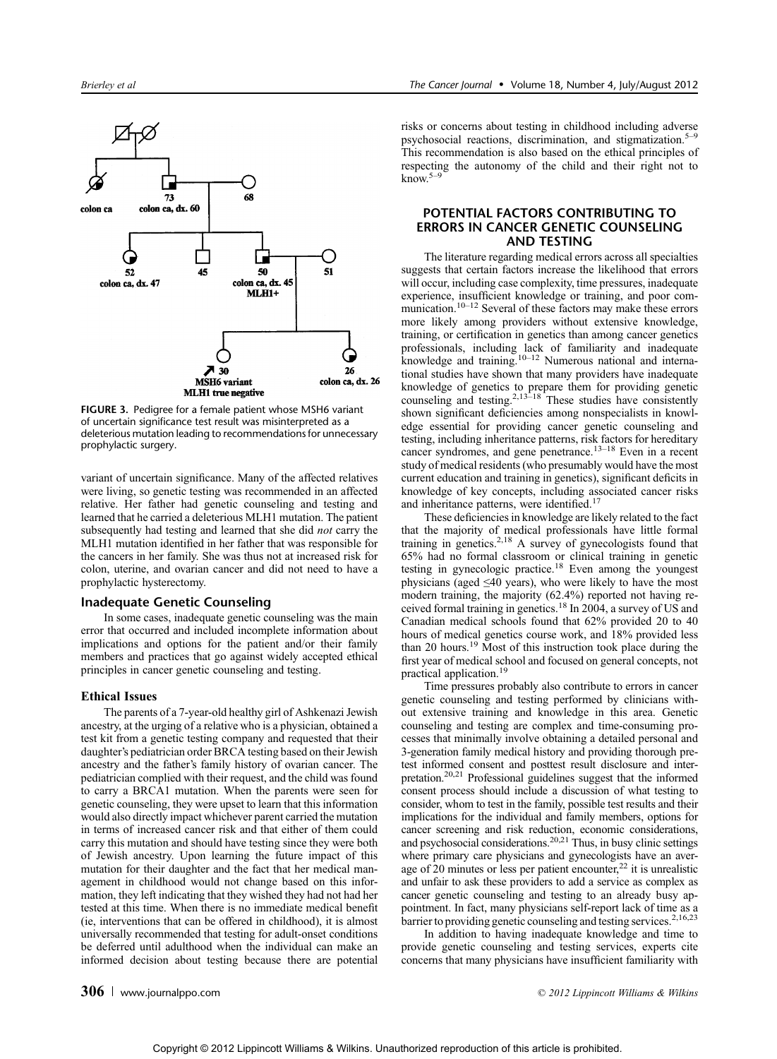FIGURE 3. Pedigree for a female patient whose MSH6 variant of uncertain significance test result was misinterpreted as a deleterious mutation leading to recommendations for unnecessary prophylactic surgery.

variant of uncertain significance. Many of the affected relatives were living, so genetic testing was recommended in an affected relative. Her father had genetic counseling and testing and learned that he carried a deleterious MLH1 mutation. The patient subsequently had testing and learned that she did *not* carry the MLH1 mutation identified in her father that was responsible for the cancers in her family. She was thus not at increased risk for colon, uterine, and ovarian cancer and did not need to have a prophylactic hysterectomy.

### Inadequate Genetic Counseling

In some cases, inadequate genetic counseling was the main error that occurred and included incomplete information about implications and options for the patient and/or their family members and practices that go against widely accepted ethical principles in cancer genetic counseling and testing.

#### Ethical Issues

The parents of a 7-year-old healthy girl of Ashkenazi Jewish ancestry, at the urging of a relative who is a physician, obtained a test kit from a genetic testing company and requested that their daughter's pediatrician order BRCA testing based on their Jewish ancestry and the father's family history of ovarian cancer. The pediatrician complied with their request, and the child was found to carry a BRCA1 mutation. When the parents were seen for genetic counseling, they were upset to learn that this information would also directly impact whichever parent carried the mutation in terms of increased cancer risk and that either of them could carry this mutation and should have testing since they were both of Jewish ancestry. Upon learning the future impact of this mutation for their daughter and the fact that her medical management in childhood would not change based on this information, they left indicating that they wished they had not had her tested at this time. When there is no immediate medical benefit (ie, interventions that can be offered in childhood), it is almost universally recommended that testing for adult-onset conditions be deferred until adulthood when the individual can make an informed decision about testing because there are potential risks or concerns about testing in childhood including adverse psychosocial reactions, discrimination, and stigmatization.[5–9] This recommendation is also based on the ethical principles of respecting the autonomy of the child and their right not to know.[5–9]

## POTENTIAL FACTORS CONTRIBUTING TO ERRORS IN CANCER GENETIC COUNSELING AND TESTING

The literature regarding medical errors across all specialties suggests that certain factors increase the likelihood that errors will occur, including case complexity, time pressures, inadequate experience, insufficient knowledge or training, and poor communication.[10–12] Several of these factors may make these errors more likely among providers without extensive knowledge, training, or certification in genetics than among cancer genetics professionals, including lack of familiarity and inadequate knowledge and training.[10–12] Numerous national and international studies have shown that many providers have inadequate knowledge of genetics to prepare them for providing genetic counseling and testing.[2,13–18] These studies have consistently shown significant deficiencies among nonspecialists in knowledge essential for providing cancer genetic counseling and testing, including inheritance patterns, risk factors for hereditary cancer syndromes, and gene penetrance.[13–18] Even in a recent study of medical residents (who presumably would have the most current education and training in genetics), significant deficits in knowledge of key concepts, including associated cancer risks and inheritance patterns, were identified.[17]

These deficiencies in knowledge are likely related to the fact that the majority of medical professionals have little formal training in genetics.[2,18] A survey of gynecologists found that 65% had no formal classroom or clinical training in genetic testing in gynecologic practice.[18] Even among the youngest physicians (aged ≤40 years), who were likely to have the most modern training, the majority (62.4%) reported not having received formal training in genetics.[18] In 2004, a survey of US and Canadian medical schools found that 62% provided 20 to 40 hours of medical genetics course work, and 18% provided less than 20 hours.[19] Most of this instruction took place during the first year of medical school and focused on general concepts, not practical application.[19]

Time pressures probably also contribute to errors in cancer genetic counseling and testing performed by clinicians without extensive training and knowledge in this area. Genetic counseling and testing are complex and time-consuming processes that minimally involve obtaining a detailed personal and 3-generation family medical history and providing thorough pretest informed consent and posttest result disclosure and interpretation.[20,21] Professional guidelines suggest that the informed consent process should include a discussion of what testing to consider, whom to test in the family, possible test results and their implications for the individual and family members, options for cancer screening and risk reduction, economic considerations, and psychosocial considerations.[20,21] Thus, in busy clinic settings where primary care physicians and gynecologists have an average of 20 minutes or less per patient encounter,[22] it is unrealistic and unfair to ask these providers to add a service as complex as cancer genetic counseling and testing to an already busy appointment. In fact, many physicians self-report lack of time as a barrier to providing genetic counseling and testing services.[2,16,23]

In addition to having inadequate knowledge and time to provide genetic counseling and testing services, experts cite concerns that many physicians have insufficient familiarity with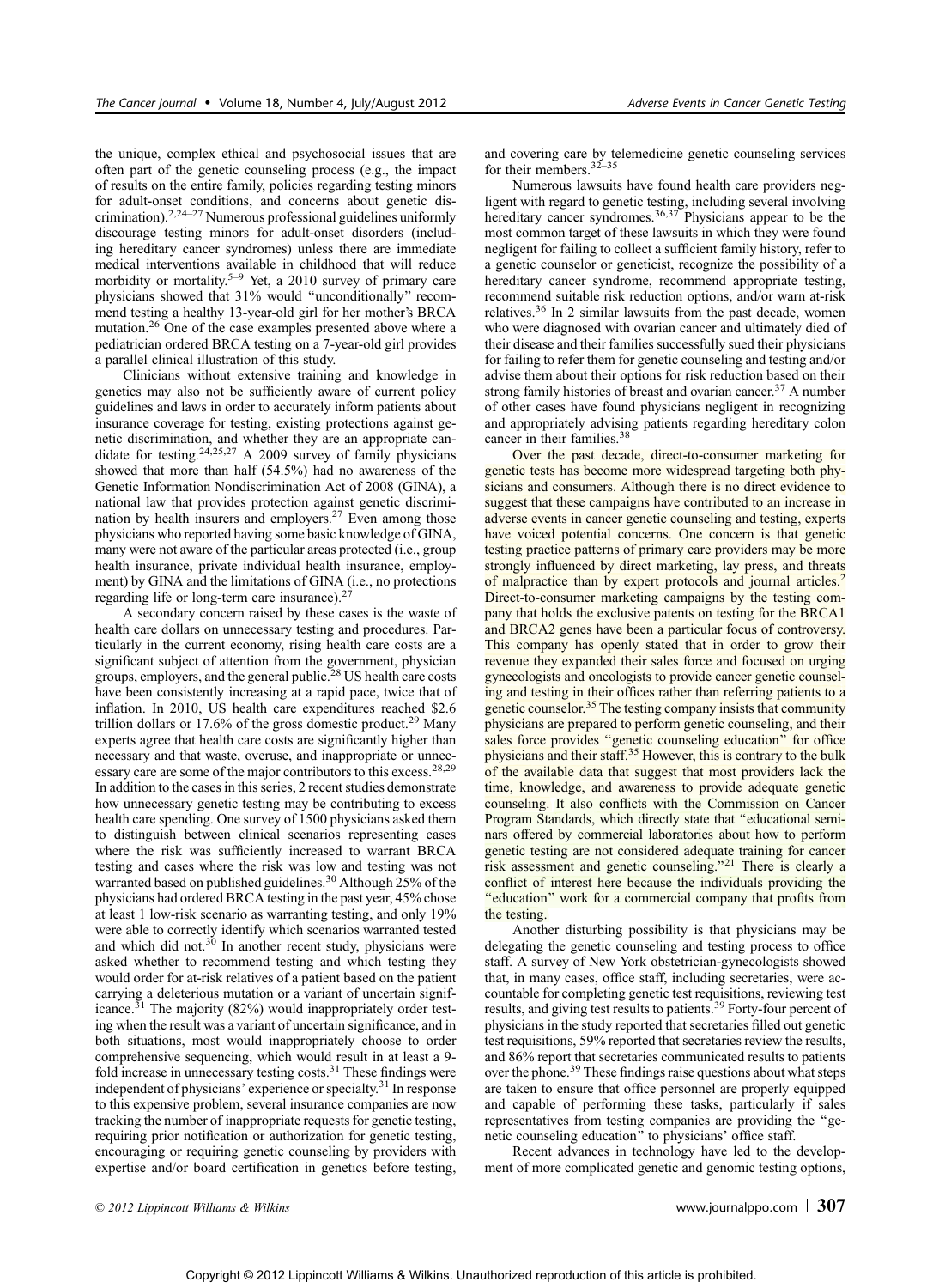the unique, complex ethical and psychosocial issues that are often part of the genetic counseling process (e.g., the impact of results on the entire family, policies regarding testing minors for adult-onset conditions, and concerns about genetic discrimination).[2,24–27] Numerous professional guidelines uniformly discourage testing minors for adult-onset disorders (including hereditary cancer syndromes) unless there are immediate medical interventions available in childhood that will reduce morbidity or mortality.[5–9] Yet, a 2010 survey of primary care physicians showed that 31% would "unconditionally" recommend testing a healthy 13-year-old girl for her mother's BRCA mutation.[26] One of the case examples presented above where a pediatrician ordered BRCA testing on a 7-year-old girl provides a parallel clinical illustration of this study.

Clinicians without extensive training and knowledge in genetics may also not be sufficiently aware of current policy guidelines and laws in order to accurately inform patients about insurance coverage for testing, existing protections against genetic discrimination, and whether they are an appropriate candidate for testing.[24,25,27] A 2009 survey of family physicians showed that more than half (54.5%) had no awareness of the Genetic Information Nondiscrimination Act of 2008 (GINA), a national law that provides protection against genetic discrimination by health insurers and employers.[27] Even among those physicians who reported having some basic knowledge of GINA, many were not aware of the particular areas protected (i.e., group health insurance, private individual health insurance, employment) by GINA and the limitations of GINA (i.e., no protections regarding life or long-term care insurance).[27]

A secondary concern raised by these cases is the waste of health care dollars on unnecessary testing and procedures. Particularly in the current economy, rising health care costs are a significant subject of attention from the government, physician groups, employers, and the general public.[28] US health care costs have been consistently increasing at a rapid pace, twice that of inflation. In 2010, US health care expenditures reached $2.6 trillion dollars or 17.6% of the gross domestic product.[29] Many experts agree that health care costs are significantly higher than necessary and that waste, overuse, and inappropriate or unnecessary care are some of the major contributors to this excess.[28,29] In addition to the cases in this series, 2 recent studies demonstrate how unnecessary genetic testing may be contributing to excess health care spending. One survey of 1500 physicians asked them to distinguish between clinical scenarios representing cases where the risk was sufficiently increased to warrant BRCA testing and cases where the risk was low and testing was not warranted based on published guidelines.[30] Although 25% of the physicians had ordered BRCA testing in the past year, 45% chose at least 1 low-risk scenario as warranting testing, and only 19% were able to correctly identify which scenarios warranted tested and which did not.[30] In another recent study, physicians were asked whether to recommend testing and which testing they would order for at-risk relatives of a patient based on the patient carrying a deleterious mutation or a variant of uncertain significance.[31] The majority (82%) would inappropriately order testing when the result was a variant of uncertain significance, and in both situations, most would inappropriately choose to order comprehensive sequencing, which would result in at least a 9-fold increase in unnecessary testing costs.[31] These findings were independent of physicians' experience or specialty.[31] In response to this expensive problem, several insurance companies are now tracking the number of inappropriate requests for genetic testing, requiring prior notification or authorization for genetic testing, encouraging or requiring genetic counseling by providers with expertise and/or board certification in genetics before testing, and covering care by telemedicine genetic counseling services for their members.[32–35]

Numerous lawsuits have found health care providers negligent with regard to genetic testing, including several involving hereditary cancer syndromes.[36,37] Physicians appear to be the most common target of these lawsuits in which they were found negligent for failing to collect a sufficient family history, refer to a genetic counselor or geneticist, recognize the possibility of a hereditary cancer syndrome, recommend appropriate testing, recommend suitable risk reduction options, and/or warn at-risk relatives.[36] In 2 similar lawsuits from the past decade, women who were diagnosed with ovarian cancer and ultimately died of their disease and their families successfully sued their physicians for failing to refer them for genetic counseling and testing and/or advise them about their options for risk reduction based on their strong family histories of breast and ovarian cancer.[37] A number of other cases have found physicians negligent in recognizing and appropriately advising patients regarding hereditary colon cancer in their families.[38]

Over the past decade, direct-to-consumer marketing for genetic tests has become more widespread targeting both physicians and consumers. Although there is no direct evidence to suggest that these campaigns have contributed to an increase in adverse events in cancer genetic counseling and testing, experts have voiced potential concerns. One concern is that genetic testing practice patterns of primary care providers may be more strongly influenced by direct marketing, lay press, and threats of malpractice than by expert protocols and journal articles.[2] Direct-to-consumer marketing campaigns by the testing company that holds the exclusive patents on testing for the BRCA1 and BRCA2 genes have been a particular focus of controversy. This company has openly stated that in order to grow their revenue they expanded their sales force and focused on urging gynecologists and oncologists to provide cancer genetic counseling and testing in their offices rather than referring patients to a genetic counselor.[35] The testing company insists that community physicians are prepared to perform genetic counseling, and their sales force provides "genetic counseling education" for office physicians and their staff.[35] However, this is contrary to the bulk of the available data that suggest that most providers lack the time, knowledge, and awareness to provide adequate genetic counseling. It also conflicts with the Commission on Cancer Program Standards, which directly state that "educational seminars offered by commercial laboratories about how to perform genetic testing are not considered adequate training for cancer risk assessment and genetic counseling."[21] There is clearly a conflict of interest here because the individuals providing the "education" work for a commercial company that profits from the testing.

Another disturbing possibility is that physicians may be delegating the genetic counseling and testing process to office staff. A survey of New York obstetrician-gynecologists showed that, in many cases, office staff, including secretaries, were accountable for completing genetic test requisitions, reviewing test results, and giving test results to patients.[39] Forty-four percent of physicians in the study reported that secretaries filled out genetic test requisitions, 59% reported that secretaries review the results, and 86% report that secretaries communicated results to patients over the phone.[39] These findings raise questions about what steps are taken to ensure that office personnel are properly equipped and capable of performing these tasks, particularly if sales representatives from testing companies are providing the "genetic counseling education" to physicians' office staff.

Recent advances in technology have led to the development of more complicated genetic and genomic testing options,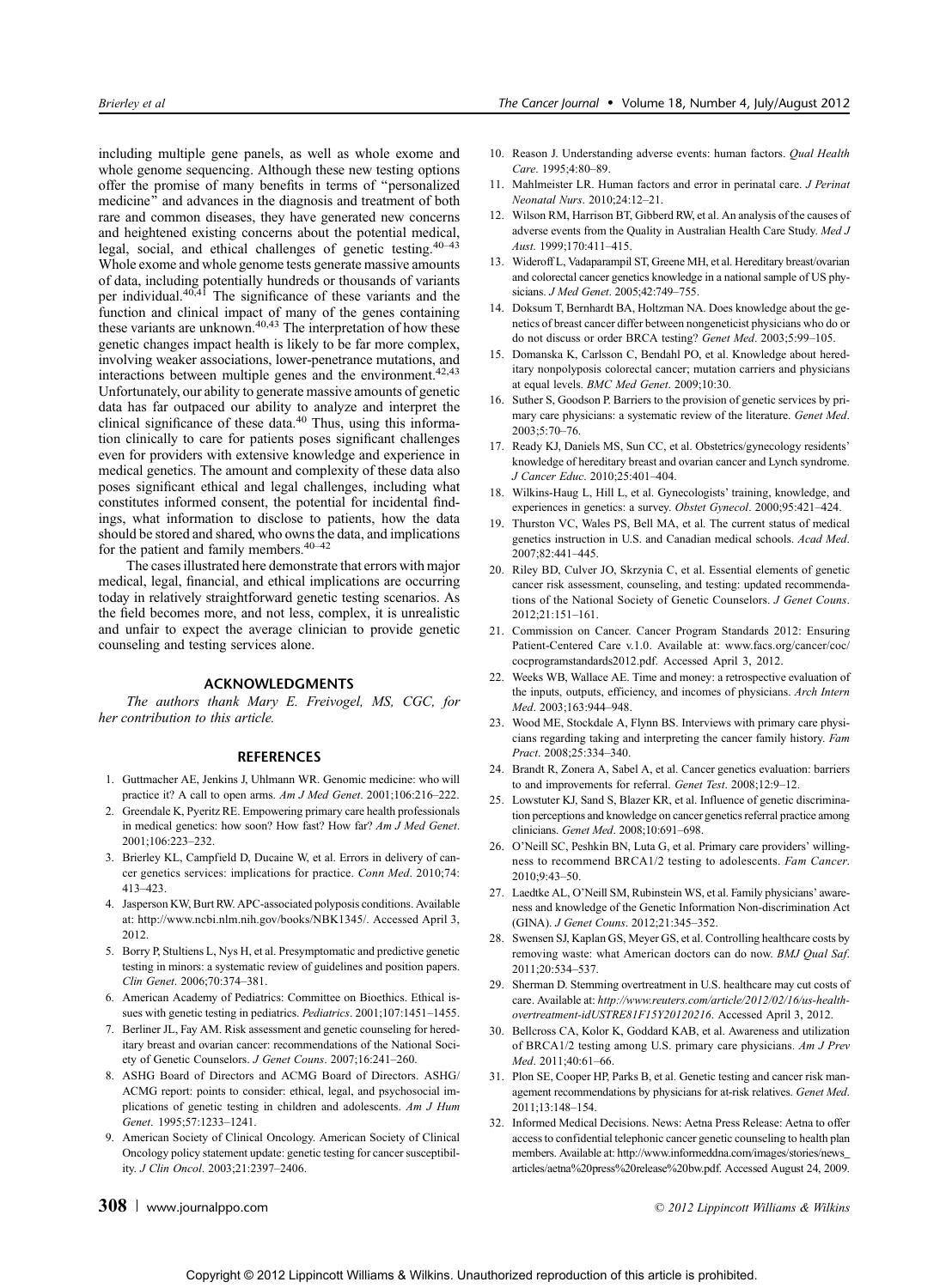including multiple gene panels, as well as whole exome and whole genome sequencing. Although these new testing options offer the promise of many benefits in terms of "personalized medicine" and advances in the diagnosis and treatment of both rare and common diseases, they have generated new concerns and heightened existing concerns about the potential medical, legal, social, and ethical challenges of genetic testing.[40–43] Whole exome and whole genome tests generate massive amounts of data, including potentially hundreds or thousands of variants per individual.[40,41] The significance of these variants and the function and clinical impact of many of the genes containing these variants are unknown.[40,43] The interpretation of how these genetic changes impact health is likely to be far more complex, involving weaker associations, lower-penetrance mutations, and interactions between multiple genes and the environment.[42,43] Unfortunately, our ability to generate massive amounts of genetic data has far outpaced our ability to analyze and interpret the clinical significance of these data.[40] Thus, using this information clinically to care for patients poses significant challenges even for providers with extensive knowledge and experience in medical genetics. The amount and complexity of these data also poses significant ethical and legal challenges, including what constitutes informed consent, the potential for incidental findings, what information to disclose to patients, how the data should be stored and shared, who owns the data, and implications for the patient and family members.[40–42]

The cases illustrated here demonstrate that errors with major medical, legal, financial, and ethical implications are occurring today in relatively straightforward genetic testing scenarios. As the field becomes more, and not less, complex, it is unrealistic and unfair to expect the average clinician to provide genetic counseling and testing services alone.

## ACKNOWLEDGMENTS

*The authors thank Mary E. Freivogel, MS, CGC, for her contribution to this article.*

## REFERENCES

1. Guttmacher AE, Jenkins J, Uhlmann WR. Genomic medicine: who will practice it? A call to open arms. *Am J Med Genet*. 2001;106:216–222.
2. Greendale K, Pyeritz RE. Empowering primary care health professionals in medical genetics: how soon? How fast? How far? *Am J Med Genet*. 2001;106:223–232.
3. Brierley KL, Campfield D, Ducaine W, et al. Errors in delivery of cancer genetics services: implications for practice. *Conn Med*. 2010;74: 413–423.
4. Jasperson KW, Burt RW. APC-associated polyposis conditions. Available at: http://www.ncbi.nlm.nih.gov/books/NBK1345/. Accessed April 3, 2012.
5. Borry P, Stultiens L, Nys H, et al. Presymptomatic and predictive genetic testing in minors: a systematic review of guidelines and position papers. *Clin Genet*. 2006;70:374–381.
6. American Academy of Pediatrics: Committee on Bioethics. Ethical issues with genetic testing in pediatrics. *Pediatrics*. 2001;107:1451–1455.
7. Berliner JL, Fay AM. Risk assessment and genetic counseling for hereditary breast and ovarian cancer: recommendations of the National Society of Genetic Counselors. *J Genet Couns*. 2007;16:241–260.
8. ASHG Board of Directors and ACMG Board of Directors. ASHG/ACMG report: points to consider: ethical, legal, and psychosocial implications of genetic testing in children and adolescents. *Am J Hum Genet*. 1995;57:1233–1241.
9. American Society of Clinical Oncology. American Society of Clinical Oncology policy statement update: genetic testing for cancer susceptibility. *J Clin Oncol*. 2003;21:2397–2406.
10. Reason J. Understanding adverse events: human factors. *Qual Health Care*. 1995;4:80–89.
11. Mahlmeister LR. Human factors and error in perinatal care. *J Perinat Neonatal Nurs*. 2010;24:12–21.
12. Wilson RM, Harrison BT, Gibberd RW, et al. An analysis of the causes of adverse events from the Quality in Australian Health Care Study. *Med J Aust*. 1999;170:411–415.
13. Wideroff L, Vadaparampil ST, Greene MH, et al. Hereditary breast/ovarian and colorectal cancer genetics knowledge in a national sample of US physicians. *J Med Genet*. 2005;42:749–755.
14. Doksum T, Bernhardt BA, Holtzman NA. Does knowledge about the genetics of breast cancer differ between nongeneticist physicians who do or do not discuss or order BRCA testing? *Genet Med*. 2003;5:99–105.
15. Domanska K, Carlsson C, Bendahl PO, et al. Knowledge about hereditary nonpolyposis colorectal cancer; mutation carriers and physicians at equal levels. *BMC Med Genet*. 2009;10:30.
16. Suther S, Goodson P. Barriers to the provision of genetic services by primary care physicians: a systematic review of the literature. *Genet Med*. 2003;5:70–76.
17. Ready KJ, Daniels MS, Sun CC, et al. Obstetrics/gynecology residents' knowledge of hereditary breast and ovarian cancer and Lynch syndrome. *J Cancer Educ*. 2010;25:401–404.
18. Wilkins-Haug L, Hill L, et al. Gynecologists' training, knowledge, and experiences in genetics: a survey. *Obstet Gynecol*. 2000;95:421–424.
19. Thurston VC, Wales PS, Bell MA, et al. The current status of medical genetics instruction in U.S. and Canadian medical schools. *Acad Med*. 2007;82:441–445.
20. Riley BD, Culver JO, Skrzynia C, et al. Essential elements of genetic cancer risk assessment, counseling, and testing: updated recommendations of the National Society of Genetic Counselors. *J Genet Couns*. 2012;21:151–161.
21. Commission on Cancer. Cancer Program Standards 2012: Ensuring Patient-Centered Care v.1.0. Available at: www.facs.org/cancer/coc/cocprogramstandards2012.pdf. Accessed April 3, 2012.
22. Weeks WB, Wallace AE. Time and money: a retrospective evaluation of the inputs, outputs, efficiency, and incomes of physicians. *Arch Intern Med*. 2003;163:944–948.
23. Wood ME, Stockdale A, Flynn BS. Interviews with primary care physicians regarding taking and interpreting the cancer family history. *Fam Pract*. 2008;25:334–340.
24. Brandt R, Zonera A, Sabel A, et al. Cancer genetics evaluation: barriers to and improvements for referral. *Genet Test*. 2008;12:9–12.
25. Lowstuter KJ, Sand S, Blazer KR, et al. Influence of genetic discrimination perceptions and knowledge on cancer genetics referral practice among clinicians. *Genet Med*. 2008;10:691–698.
26. O'Neill SC, Peshkin BN, Luta G, et al. Primary care providers' willingness to recommend BRCA1/2 testing to adolescents. *Fam Cancer*. 2010;9:43–50.
27. Laedtke AL, O'Neill SM, Rubinstein WS, et al. Family physicians' awareness and knowledge of the Genetic Information Non-discrimination Act (GINA). *J Genet Couns*. 2012;21:345–352.
28. Swensen SJ, Kaplan GS, Meyer GS, et al. Controlling healthcare costs by removing waste: what American doctors can do now. *BMJ Qual Saf*. 2011;20:534–537.
29. Sherman D. Stemming overtreatment in U.S. healthcare may cut costs of care. Available at: *http://www.reuters.com/article/2012/02/16/us-health-overtreatment-idUSTRE81F15Y20120216*. Accessed April 3, 2012.
30. Bellcross CA, Kolor K, Goddard KAB, et al. Awareness and utilization of BRCA1/2 testing among U.S. primary care physicians. *Am J Prev Med*. 2011;40:61–66.
31. Plon SE, Cooper HP, Parks B, et al. Genetic testing and cancer risk management recommendations by physicians for at-risk relatives. *Genet Med*. 2011;13:148–154.
32. Informed Medical Decisions. News: Aetna Press Release: Aetna to offer access to confidential telephonic cancer genetic counseling to health plan members. Available at: http://www.informeddna.com/images/stories/news_articles/aetna%20press%20release%20bw.pdf. Accessed August 24, 2009.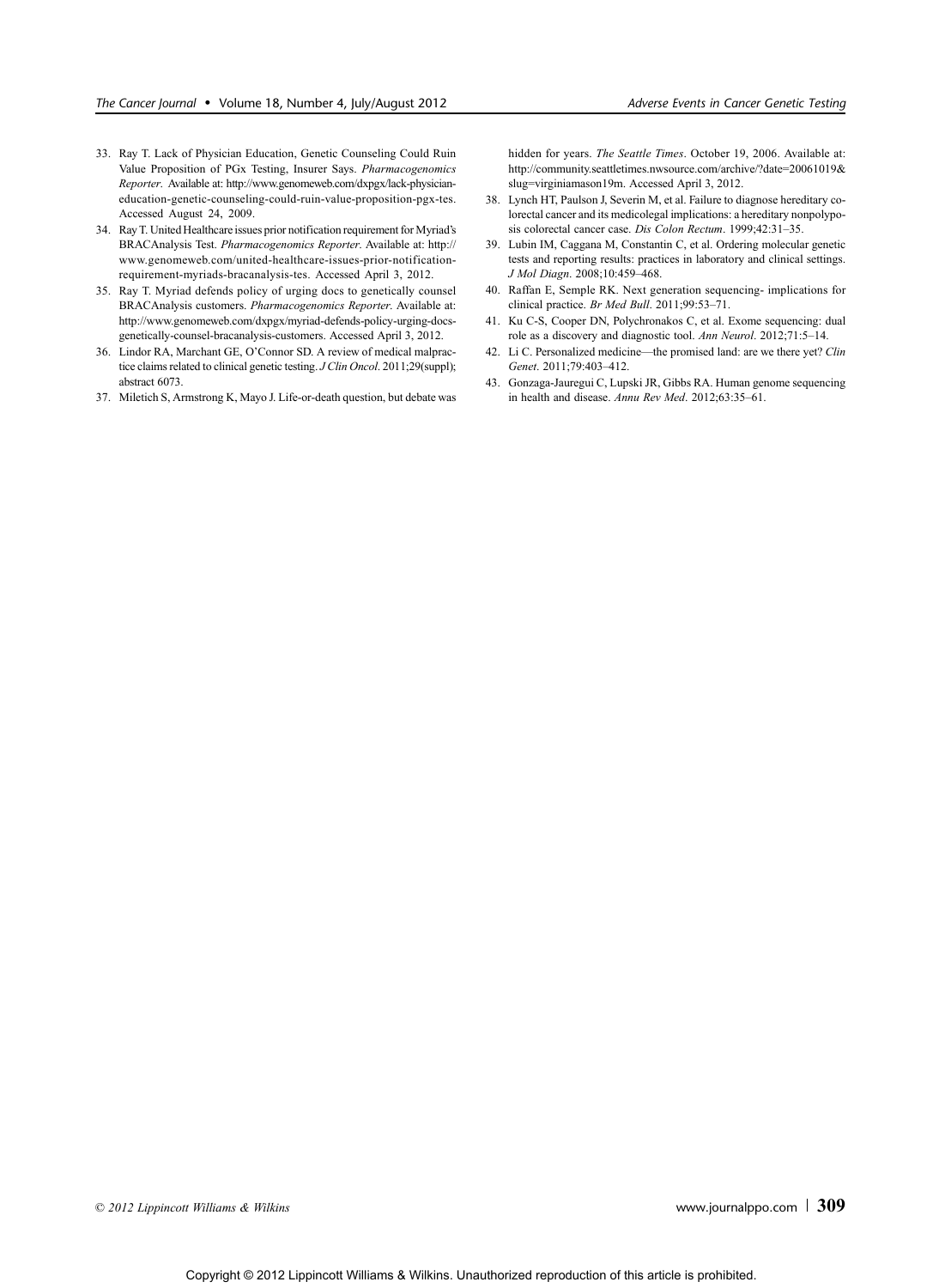33. Ray T. Lack of Physician Education, Genetic Counseling Could Ruin Value Proposition of PGx Testing, Insurer Says. *Pharmacogenomics Reporter*. Available at: http://www.genomeweb.com/dxpgx/lack-physician-education-genetic-counseling-could-ruin-value-proposition-pgx-tes. Accessed August 24, 2009.
34. Ray T. United Healthcare issues prior notification requirement for Myriad's BRACAnalysis Test. *Pharmacogenomics Reporter*. Available at: http://www.genomeweb.com/united-healthcare-issues-prior-notification-requirement-myriads-bracanalysis-tes. Accessed April 3, 2012.
35. Ray T. Myriad defends policy of urging docs to genetically counsel BRACAnalysis customers. *Pharmacogenomics Reporter*. Available at: http://www.genomeweb.com/dxpgx/myriad-defends-policy-urging-docs-genetically-counsel-bracanalysis-customers. Accessed April 3, 2012.
36. Lindor RA, Marchant GE, O'Connor SD. A review of medical malpractice claims related to clinical genetic testing. *J Clin Oncol*. 2011;29(suppl); abstract 6073.
37. Miletich S, Armstrong K, Mayo J. Life-or-death question, but debate was hidden for years. *The Seattle Times*. October 19, 2006. Available at: http://community.seattletimes.nwsource.com/archive/?date=20061019&slug=virginiamason19m. Accessed April 3, 2012.
38. Lynch HT, Paulson J, Severin M, et al. Failure to diagnose hereditary colorectal cancer and its medicolegal implications: a hereditary nonpolyposis colorectal cancer case. *Dis Colon Rectum*. 1999;42:31–35.
39. Lubin IM, Caggana M, Constantin C, et al. Ordering molecular genetic tests and reporting results: practices in laboratory and clinical settings. *J Mol Diagn*. 2008;10:459–468.
40. Raffan E, Semple RK. Next generation sequencing- implications for clinical practice. *Br Med Bull*. 2011;99:53–71.
41. Ku C-S, Cooper DN, Polychronakos C, et al. Exome sequencing: dual role as a discovery and diagnostic tool. *Ann Neurol*. 2012;71:5–14.
42. Li C. Personalized medicine—the promised land: are we there yet? *Clin Genet*. 2011;79:403–412.
43. Gonzaga-Jauregui C, Lupski JR, Gibbs RA. Human genome sequencing in health and disease. *Annu Rev Med*. 2012;63:35–61.